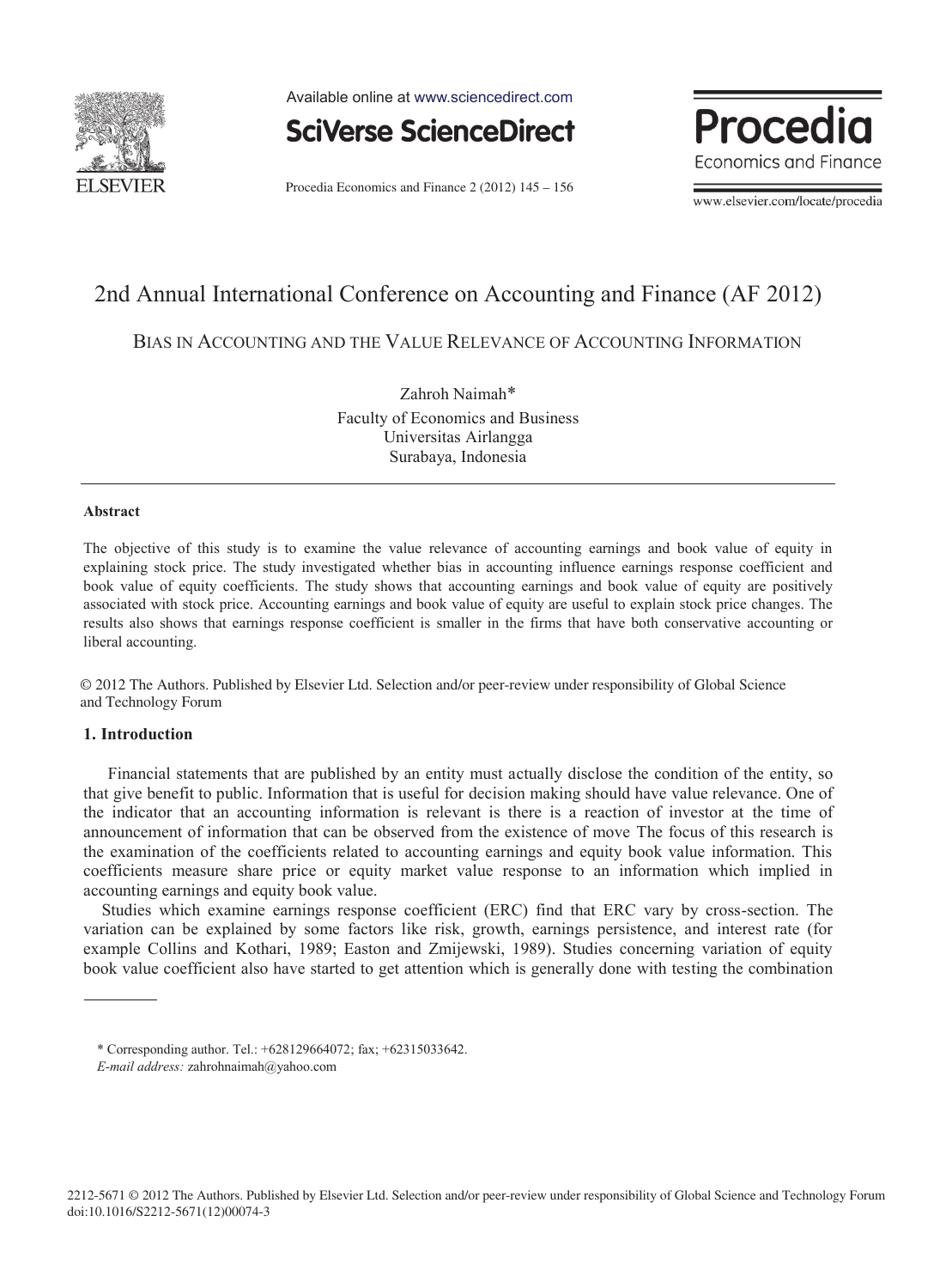# 2nd Annual International Conference on Accounting and Finance (AF 2012)

## BIAS IN ACCOUNTING AND THE VALUE RELEVANCE OF ACCOUNTING INFORMATION

Zahroh Naimah*

Faculty of Economics and Business
Universitas Airlangga
Surabaya, Indonesia

---

**Abstract**

The objective of this study is to examine the value relevance of accounting earnings and book value of equity in explaining stock price. The study investigated whether bias in accounting influence earnings response coefficient and book value of equity coefficients. The study shows that accounting earnings and book value of equity are positively associated with stock price. Accounting earnings and book value of equity are useful to explain stock price changes. The results also shows that earnings response coefficient is smaller in the firms that have both conservative accounting or liberal accounting.

© 2012 The Authors. Published by Elsevier Ltd. Selection and/or peer-review under responsibility of Global Science and Technology Forum

### 1. Introduction

Financial statements that are published by an entity must actually disclose the condition of the entity, so that give benefit to public. Information that is useful for decision making should have value relevance. One of the indicator that an accounting information is relevant is there is a reaction of investor at the time of announcement of information that can be observed from the existence of move The focus of this research is the examination of the coefficients related to accounting earnings and equity book value information. This coefficients measure share price or equity market value response to an information which implied in accounting earnings and equity book value.

Studies which examine earnings response coefficient (ERC) find that ERC vary by cross-section. The variation can be explained by some factors like risk, growth, earnings persistence, and interest rate (for example Collins and Kothari, 1989; Easton and Zmijewski, 1989). Studies concerning variation of equity book value coefficient also have started to get attention which is generally done with testing the combination

---

* Corresponding author. Tel.: +628129664072; fax; +62315033642.
*E-mail address:* zahrohnaimah@yahoo.com

2212-5671 © 2012 The Authors. Published by Elsevier Ltd. Selection and/or peer-review under responsibility of Global Science and Technology Forum
doi:10.1016/S2212-5671(12)00074-3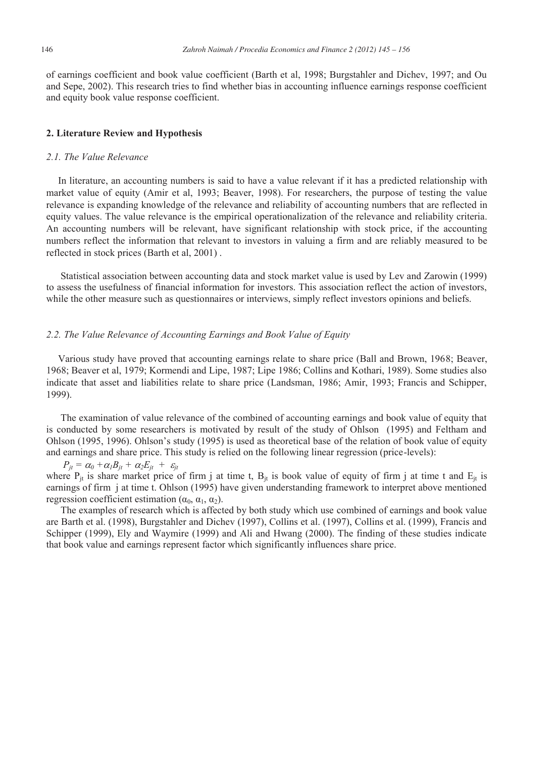of earnings coefficient and book value coefficient (Barth et al, 1998; Burgstahler and Dichev, 1997; and Ou and Sepe, 2002). This research tries to find whether bias in accounting influence earnings response coefficient and equity book value response coefficient.

## 2. Literature Review and Hypothesis

### *2.1. The Value Relevance*

In literature, an accounting numbers is said to have a value relevant if it has a predicted relationship with market value of equity (Amir et al, 1993; Beaver, 1998). For researchers, the purpose of testing the value relevance is expanding knowledge of the relevance and reliability of accounting numbers that are reflected in equity values. The value relevance is the empirical operationalization of the relevance and reliability criteria. An accounting numbers will be relevant, have significant relationship with stock price, if the accounting numbers reflect the information that relevant to investors in valuing a firm and are reliably measured to be reflected in stock prices (Barth et al, 2001) .

Statistical association between accounting data and stock market value is used by Lev and Zarowin (1999) to assess the usefulness of financial information for investors. This association reflect the action of investors, while the other measure such as questionnaires or interviews, simply reflect investors opinions and beliefs.

### *2.2. The Value Relevance of Accounting Earnings and Book Value of Equity*

Various study have proved that accounting earnings relate to share price (Ball and Brown, 1968; Beaver, 1968; Beaver et al, 1979; Kormendi and Lipe, 1987; Lipe 1986; Collins and Kothari, 1989). Some studies also indicate that asset and liabilities relate to share price (Landsman, 1986; Amir, 1993; Francis and Schipper, 1999).

The examination of value relevance of the combined of accounting earnings and book value of equity that is conducted by some researchers is motivated by result of the study of Ohlson (1995) and Feltham and Ohlson (1995, 1996). Ohlson's study (1995) is used as theoretical base of the relation of book value of equity and earnings and share price. This study is relied on the following linear regression (price-levels):

$$P_{jt} = \alpha_0 + \alpha_1 B_{jt} + \alpha_2 E_{jt} + \varepsilon_{jt}$$

where $P_{jt}$ is share market price of firm j at time t, $B_{jt}$ is book value of equity of firm j at time t and $E_{jt}$ is earnings of firm j at time t. Ohlson (1995) have given understanding framework to interpret above mentioned regression coefficient estimation ($\alpha_0$, $\alpha_1$, $\alpha_2$).

The examples of research which is affected by both study which use combined of earnings and book value are Barth et al. (1998), Burgstahler and Dichev (1997), Collins et al. (1997), Collins et al. (1999), Francis and Schipper (1999), Ely and Waymire (1999) and Ali and Hwang (2000). The finding of these studies indicate that book value and earnings represent factor which significantly influences share price.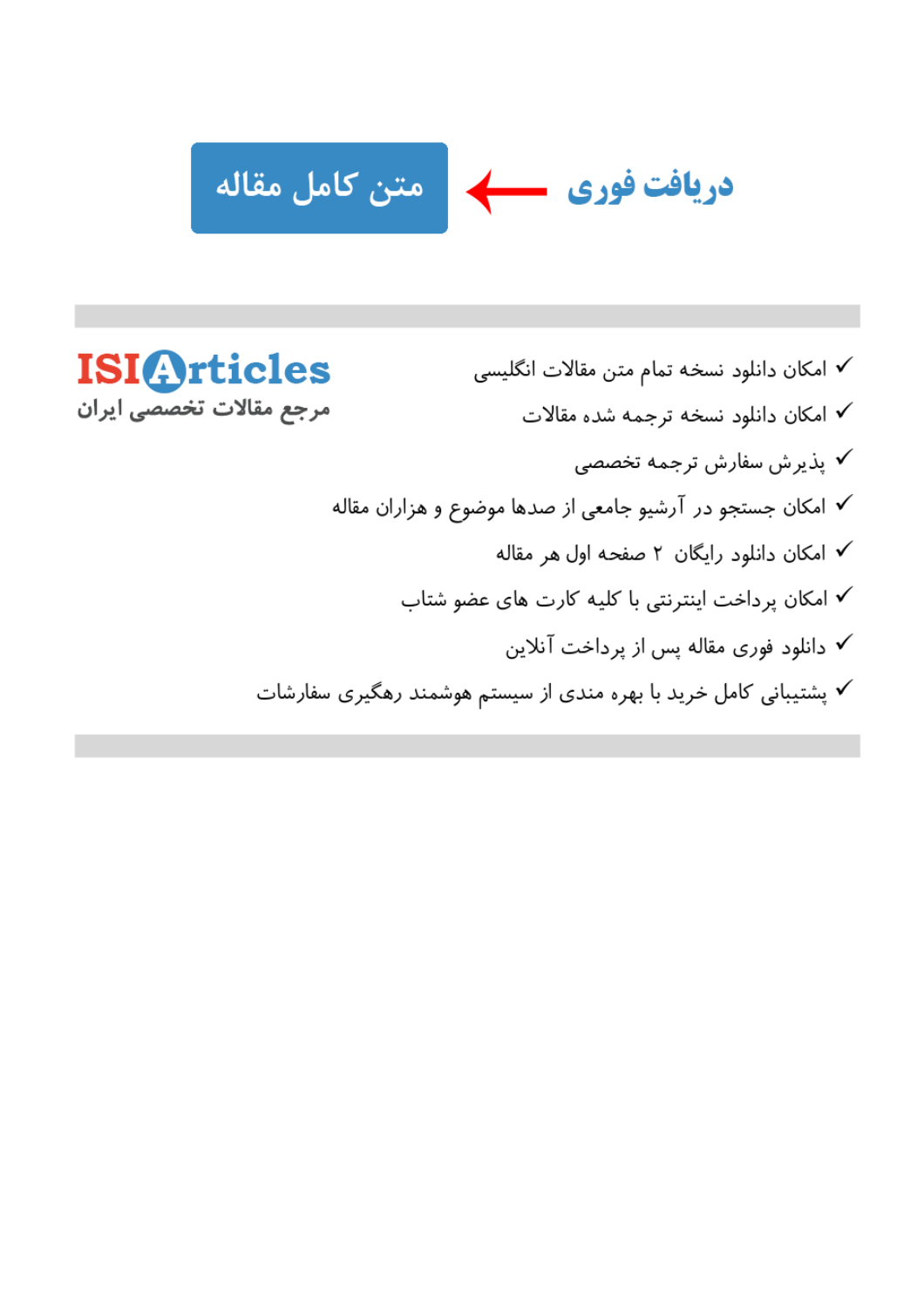دریافت فوری ← **متن کامل مقاله**

**ISIArticles**
مرجع مقالات تخصصی ایران

- ✓ امکان دانلود نسخه تمام متن مقالات انگلیسی
- ✓ امکان دانلود نسخه ترجمه شده مقالات
- ✓ پذیرش سفارش ترجمه تخصصی
- ✓ امکان جستجو در آرشیو جامعی از صدها موضوع و هزاران مقاله
- ✓ امکان دانلود رایگان ۲ صفحه اول هر مقاله
- ✓ امکان پرداخت اینترنتی با کلیه کارت های عضو شتاب
- ✓ دانلود فوری مقاله پس از پرداخت آنلاین
- ✓ پشتیبانی کامل خرید با بهره مندی از سیستم هوشمند رهگیری سفارشات